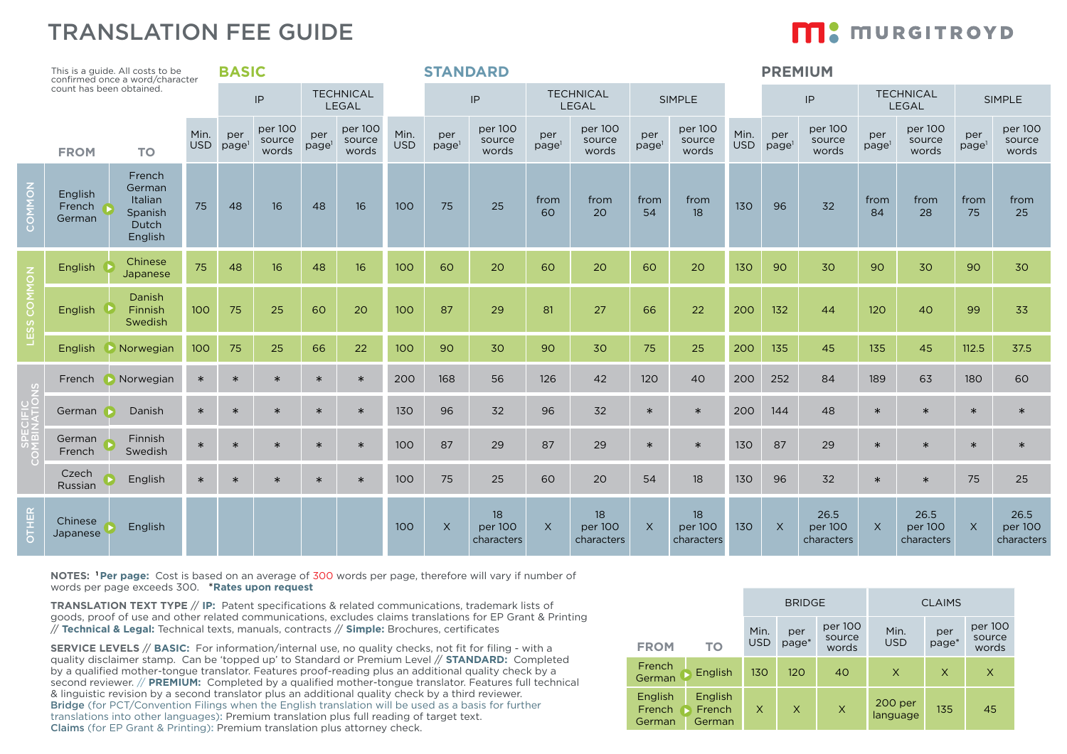# TRANSLATION FEE GUIDE

MURGITROYD

This is a guide. All costs to be confirmed once a word/character count has been obtained.

| | FROM | TO | BASIC | | | | | STANDARD | | | | | | | PREMIUM | | | | | | |
|---|---|---|---|---|---|---|---|---|---|---|---|---|---|---|---|---|---|---|---|---|---|
| | | | | IP | | TECHNICAL LEGAL | | | IP | | TECHNICAL LEGAL | | SIMPLE | | | IP | | TECHNICAL LEGAL | | SIMPLE | |
| | | | Min. USD | per page[1] | per 100 source words | per page[1] | per 100 source words | Min. USD | per page[1] | per 100 source words | per page[1] | per 100 source words | per page[1] | per 100 source words | Min. USD | per page[1] | per 100 source words | per page[1] | per 100 source words | per page[1] | per 100 source words |
| COMMON | English French German | French German Italian Spanish Dutch English | 75 | 48 | 16 | 48 | 16 | 100 | 75 | 25 | from 60 | from 20 | from 54 | from 18 | 130 | 96 | 32 | from 84 | from 28 | from 75 | from 25 |
| LESS COMMON | English | Chinese Japanese | 75 | 48 | 16 | 48 | 16 | 100 | 60 | 20 | 60 | 20 | 60 | 20 | 130 | 90 | 30 | 90 | 30 | 90 | 30 |
| LESS COMMON | English | Danish Finnish Swedish | 100 | 75 | 25 | 60 | 20 | 100 | 87 | 29 | 81 | 27 | 66 | 22 | 200 | 132 | 44 | 120 | 40 | 99 | 33 |
| LESS COMMON | English | Norwegian | 100 | 75 | 25 | 66 | 22 | 100 | 90 | 30 | 90 | 30 | 75 | 25 | 200 | 135 | 45 | 135 | 45 | 112.5 | 37.5 |
| SPECIFIC COMBINATIONS | French | Norwegian | * | * | * | * | * | 200 | 168 | 56 | 126 | 42 | 120 | 40 | 200 | 252 | 84 | 189 | 63 | 180 | 60 |
| SPECIFIC COMBINATIONS | German | Danish | * | * | * | * | * | 130 | 96 | 32 | 96 | 32 | * | * | 200 | 144 | 48 | * | * | * | * |
| SPECIFIC COMBINATIONS | German French | Finnish Swedish | * | * | * | * | * | 100 | 87 | 29 | 87 | 29 | * | * | 130 | 87 | 29 | * | * | * | * |
| SPECIFIC COMBINATIONS | Czech Russian | English | * | * | * | * | * | 100 | 75 | 25 | 60 | 20 | 54 | 18 | 130 | 96 | 32 | * | * | 75 | 25 |
| OTHER | Chinese Japanese | English | | | | | | 100 | X | 18 per 100 characters | X | 18 per 100 characters | X | 18 per 100 characters | 130 | X | 26.5 per 100 characters | X | 26.5 per 100 characters | X | 26.5 per 100 characters |

**NOTES: [1]Per page:** Cost is based on an average of 300 words per page, therefore will vary if number of words per page exceeds 300. ***Rates upon request**

**TRANSLATION TEXT TYPE // IP:** Patent specifications & related communications, trademark lists of goods, proof of use and other related communications, excludes claims translations for EP Grant & Printing // **Technical & Legal:** Technical texts, manuals, contracts // **Simple:** Brochures, certificates

**SERVICE LEVELS // BASIC:** For information/internal use, no quality checks, not fit for filing - with a quality disclaimer stamp. Can be 'topped up' to Standard or Premium Level // **STANDARD:** Completed by a qualified mother-tongue translator. Features proof-reading plus an additional quality check by a second reviewer. // **PREMIUM:** Completed by a qualified mother-tongue translator. Features full technical & linguistic revision by a second translator plus an additional quality check by a third reviewer.
Bridge (for PCT/Convention Filings when the English translation will be used as a basis for further translations into other languages): Premium translation plus full reading of target text.
Claims (for EP Grant & Printing): Premium translation plus attorney check.

| FROM | TO | BRIDGE | | | CLAIMS | | |
|---|---|---|---|---|---|---|---|
| | | Min. USD | per page* | per 100 source words | Min. USD | per page* | per 100 source words |
| French German | English | 130 | 120 | 40 | X | X | X |
| English French German | English French German | X | X | X | 200 per language | 135 | 45 |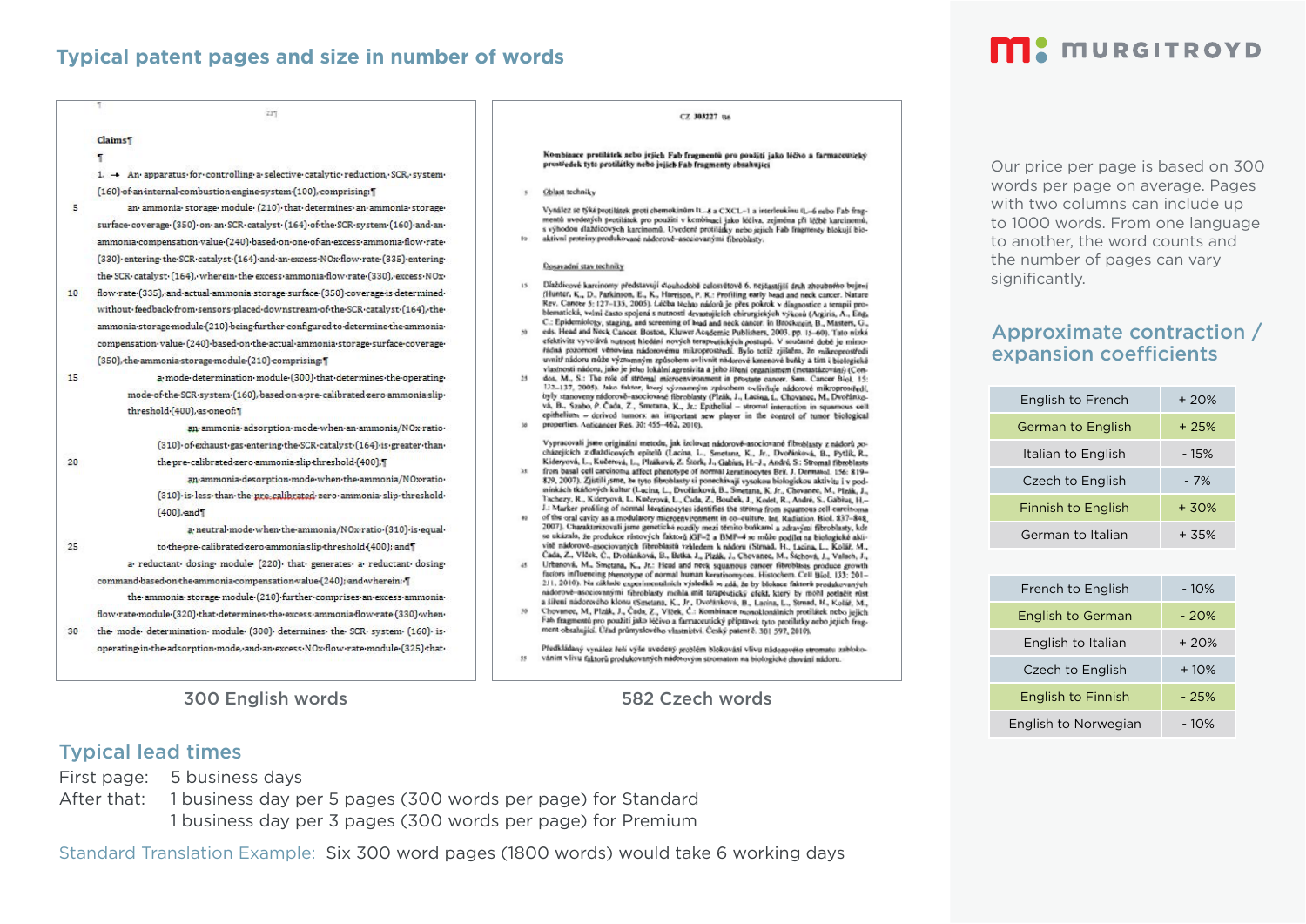## Typical patent pages and size in number of words

300 English words

582 Czech words

## Typical lead times

First page: 5 business days

After that: 1 business day per 5 pages (300 words per page) for Standard

1 business day per 3 pages (300 words per page) for Premium

Standard Translation Example: Six 300 word pages (1800 words) would take 6 working days

MURGITROYD

Our price per page is based on 300 words per page on average. Pages with two columns can include up to 1000 words. From one language to another, the word counts and the number of pages can vary significantly.

## Approximate contraction / expansion coefficients

| | |
|---|---|
| English to French | + 20% |
| German to English | + 25% |
| Italian to English | - 15% |
| Czech to English | - 7% |
| Finnish to English | + 30% |
| German to Italian | + 35% |

| | |
|---|---|
| French to English | - 10% |
| English to German | - 20% |
| English to Italian | + 20% |
| Czech to English | + 10% |
| English to Finnish | - 25% |
| English to Norwegian | - 10% |